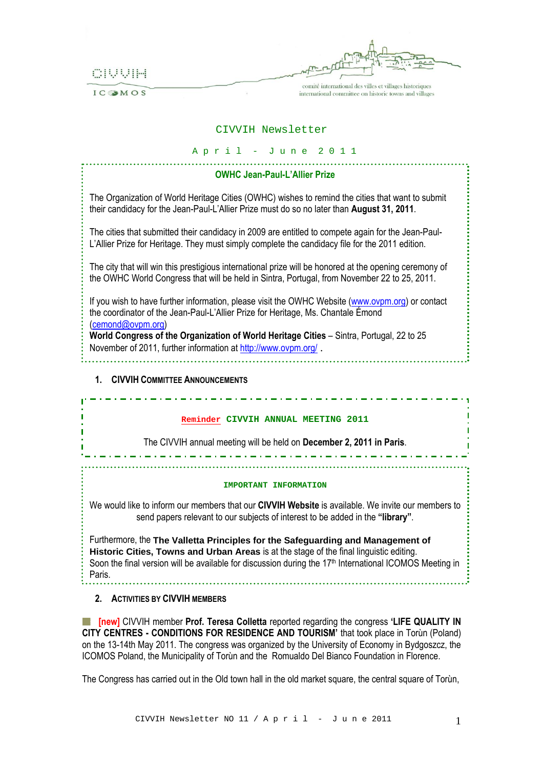CIVVIH

ICOMOS

comité international des villes et villages historiques
international committee on historic towns and villages

# CIVVIH Newsletter

April - June 2011

### OWHC Jean-Paul-L'Allier Prize

The Organization of World Heritage Cities (OWHC) wishes to remind the cities that want to submit their candidacy for the Jean-Paul-L'Allier Prize must do so no later than **August 31, 2011**.

The cities that submitted their candidacy in 2009 are entitled to compete again for the Jean-Paul-L'Allier Prize for Heritage. They must simply complete the candidacy file for the 2011 edition.

The city that will win this prestigious international prize will be honored at the opening ceremony of the OWHC World Congress that will be held in Sintra, Portugal, from November 22 to 25, 2011.

If you wish to have further information, please visit the OWHC Website (www.ovpm.org) or contact the coordinator of the Jean-Paul-L'Allier Prize for Heritage, Ms. Chantale Émond (cemond@ovpm.org)
**World Congress of the Organization of World Heritage Cities** – Sintra, Portugal, 22 to 25 November of 2011, further information at http://www.ovpm.org/ .

## 1. CIVVIH Committee Announcements

**Reminder CIVVIH ANNUAL MEETING 2011**

The CIVVIH annual meeting will be held on **December 2, 2011 in Paris**.

**IMPORTANT INFORMATION**

We would like to inform our members that our **CIVVIH Website** is available. We invite our members to send papers relevant to our subjects of interest to be added in the **"library"**.

Furthermore, the **The Valletta Principles for the Safeguarding and Management of Historic Cities, Towns and Urban Areas** is at the stage of the final linguistic editing. Soon the final version will be available for discussion during the 17th International ICOMOS Meeting in Paris.

## 2. Activities by CIVVIH members

**[new]** CIVVIH member **Prof. Teresa Colletta** reported regarding the congress **'LIFE QUALITY IN CITY CENTRES - CONDITIONS FOR RESIDENCE AND TOURISM'** that took place in Torùn (Poland) on the 13-14th May 2011. The congress was organized by the University of Economy in Bydgoszcz, the ICOMOS Poland, the Municipality of Torùn and the Romualdo Del Bianco Foundation in Florence.

The Congress has carried out in the Old town hall in the old market square, the central square of Torùn,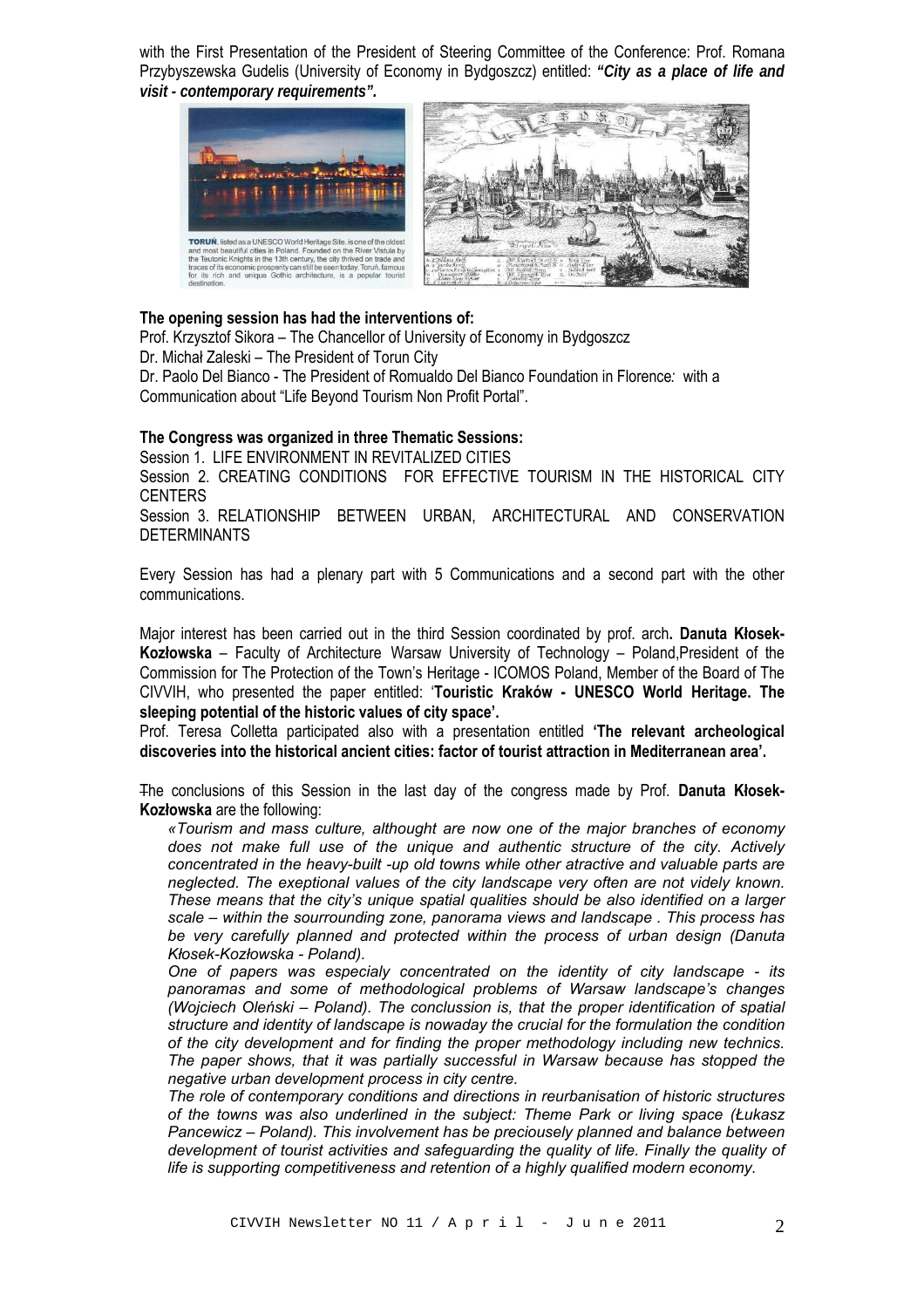with the First Presentation of the President of Steering Committee of the Conference: Prof. Romana Przybyszewska Gudelis (University of Economy in Bydgoszcz) entitled: ***"City as a place of life and visit - contemporary requirements".***

**TORUŃ**, listed as a UNESCO World Heritage Site, is one of the oldest and most beautiful cities in Poland. Founded on the River Vistula by the Teutonic Knights in the 13th century, the city thrived on trade and traces of its economic prosperity can still be seen today. Toruń, famous for its rich and unique Gothic architecture, is a popular tourist destination.

**The opening session has had the interventions of:**

Prof. Krzysztof Sikora – The Chancellor of University of Economy in Bydgoszcz
Dr. Michał Zaleski – The President of Torun City
Dr. Paolo Del Bianco - The President of Romualdo Del Bianco Foundation in Florence*:* with a Communication about "Life Beyond Tourism Non Profit Portal".

**The Congress was organized in three Thematic Sessions:**

Session 1. LIFE ENVIRONMENT IN REVITALIZED CITIES
Session 2. CREATING CONDITIONS FOR EFFECTIVE TOURISM IN THE HISTORICAL CITY CENTERS
Session 3. RELATIONSHIP BETWEEN URBAN, ARCHITECTURAL AND CONSERVATION DETERMINANTS

Every Session has had a plenary part with 5 Communications and a second part with the other communications.

Major interest has been carried out in the third Session coordinated by prof. arch**. Danuta Kłosek-Kozłowska** – Faculty of Architecture Warsaw University of Technology – Poland,President of the Commission for The Protection of the Town's Heritage - ICOMOS Poland, Member of the Board of The CIVVIH, who presented the paper entitled: '**Touristic Kraków - UNESCO World Heritage. The sleeping potential of the historic values of city space'.**
Prof. Teresa Colletta participated also with a presentation entitled **'The relevant archeological discoveries into the historical ancient cities: factor of tourist attraction in Mediterranean area'.**

The conclusions of this Session in the last day of the congress made by Prof. **Danuta Kłosek-Kozłowska** are the following:

> *«Tourism and mass culture, althought are now one of the major branches of economy does not make full use of the unique and authentic structure of the city. Actively concentrated in the heavy-built -up old towns while other atractive and valuable parts are neglected. The exeptional values of the city landscape very often are not videly known. These means that the city's unique spatial qualities should be also identified on a larger scale – within the sourrounding zone, panorama views and landscape . This process has be very carefully planned and protected within the process of urban design (Danuta Kłosek-Kozłowska - Poland).*
>
> *One of papers was especialy concentrated on the identity of city landscape - its panoramas and some of methodological problems of Warsaw landscape's changes (Wojciech Oleński – Poland). The conclussion is, that the proper identification of spatial structure and identity of landscape is nowaday the crucial for the formulation the condition of the city development and for finding the proper methodology including new technics. The paper shows, that it was partially successful in Warsaw because has stopped the negative urban development process in city centre.*
>
> *The role of contemporary conditions and directions in reurbanisation of historic structures of the towns was also underlined in the subject: Theme Park or living space (Łukasz Pancewicz – Poland). This involvement has be preciousely planned and balance between development of tourist activities and safeguarding the quality of life. Finally the quality of life is supporting competitiveness and retention of a highly qualified modern economy.*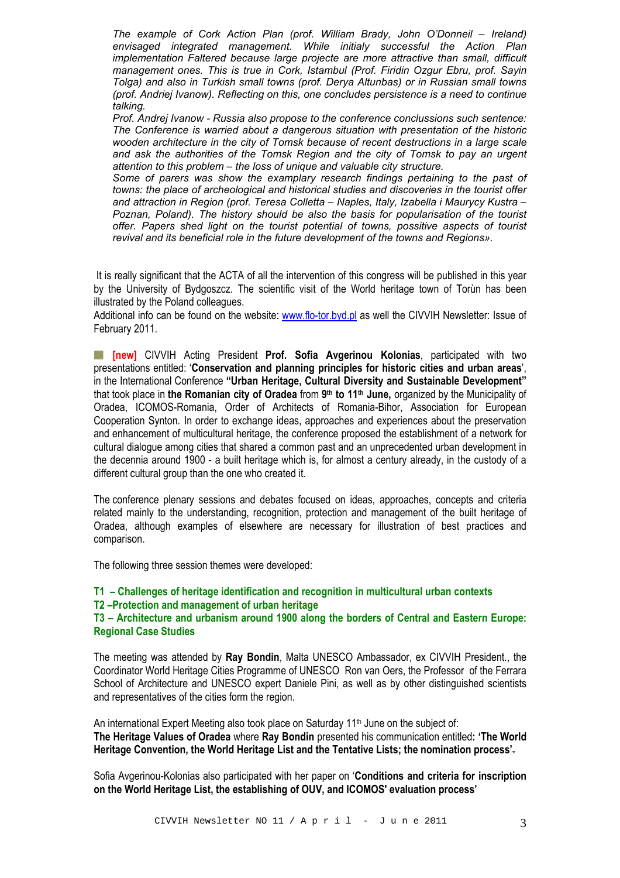*The example of Cork Action Plan (prof. William Brady, John O'Donneil – Ireland) envisaged integrated management. While initialy successful the Action Plan implementation Faltered because large projecte are more attractive than small, difficult management ones. This is true in Cork, Istambul (Prof. Firidin Ozgur Ebru, prof. Sayin Tolga) and also in Turkish small towns (prof. Derya Altunbas) or in Russian small towns (prof. Andriej Ivanow). Reflecting on this, one concludes persistence is a need to continue talking.*

*Prof. Andrej Ivanow - Russia also propose to the conference conclussions such sentence: The Conference is warried about a dangerous situation with presentation of the historic wooden architecture in the city of Tomsk because of recent destructions in a large scale and ask the authorities of the Tomsk Region and the city of Tomsk to pay an urgent attention to this problem – the loss of unique and valuable city structure.*

*Some of parers was show the examplary research findings pertaining to the past of towns: the place of archeological and historical studies and discoveries in the tourist offer and attraction in Region (prof. Teresa Colletta – Naples, Italy, Izabella i Maurycy Kustra – Poznan, Poland). The history should be also the basis for popularisation of the tourist offer. Papers shed light on the tourist potential of towns, possitive aspects of tourist revival and its beneficial role in the future development of the towns and Regions».*

It is really significant that the ACTA of all the intervention of this congress will be published in this year by the University of Bydgoszcz. The scientific visit of the World heritage town of Torùn has been illustrated by the Poland colleagues.

Additional info can be found on the website: www.flo-tor.byd.pl as well the CIVVIH Newsletter: Issue of February 2011.

**[new]** CIVVIH Acting President **Prof. Sofia Avgerinou Kolonias**, participated with two presentations entitled: '**Conservation and planning principles for historic cities and urban areas**', in the International Conference **"Urban Heritage, Cultural Diversity and Sustainable Development"** that took place in **the Romanian city of Oradea** from **9th to 11th June,** organized by the Municipality of Oradea, ICOMOS-Romania, Order of Architects of Romania-Bihor, Association for European Cooperation Synton. In order to exchange ideas, approaches and experiences about the preservation and enhancement of multicultural heritage, the conference proposed the establishment of a network for cultural dialogue among cities that shared a common past and an unprecedented urban development in the decennia around 1900 - a built heritage which is, for almost a century already, in the custody of a different cultural group than the one who created it.

The conference plenary sessions and debates focused on ideas, approaches, concepts and criteria related mainly to the understanding, recognition, protection and management of the built heritage of Oradea, although examples of elsewhere are necessary for illustration of best practices and comparison.

The following three session themes were developed:

**T1 – Challenges of heritage identification and recognition in multicultural urban contexts**
**T2 –Protection and management of urban heritage**
**T3 – Architecture and urbanism around 1900 along the borders of Central and Eastern Europe: Regional Case Studies**

The meeting was attended by **Ray Bondin**, Malta UNESCO Ambassador, ex CIVVIH President., the Coordinator World Heritage Cities Programme of UNESCO Ron van Oers, the Professor of the Ferrara School of Architecture and UNESCO expert Daniele Pini, as well as by other distinguished scientists and representatives of the cities form the region.

An international Expert Meeting also took place on Saturday 11th June on the subject of:
**The Heritage Values of Oradea** where **Ray Bondin** presented his communication entitled**: 'The World Heritage Convention, the World Heritage List and the Tentative Lists; the nomination process'.**

Sofia Avgerinou-Kolonias also participated with her paper on '**Conditions and criteria for inscription on the World Heritage List, the establishing of OUV, and ICOMOS' evaluation process'**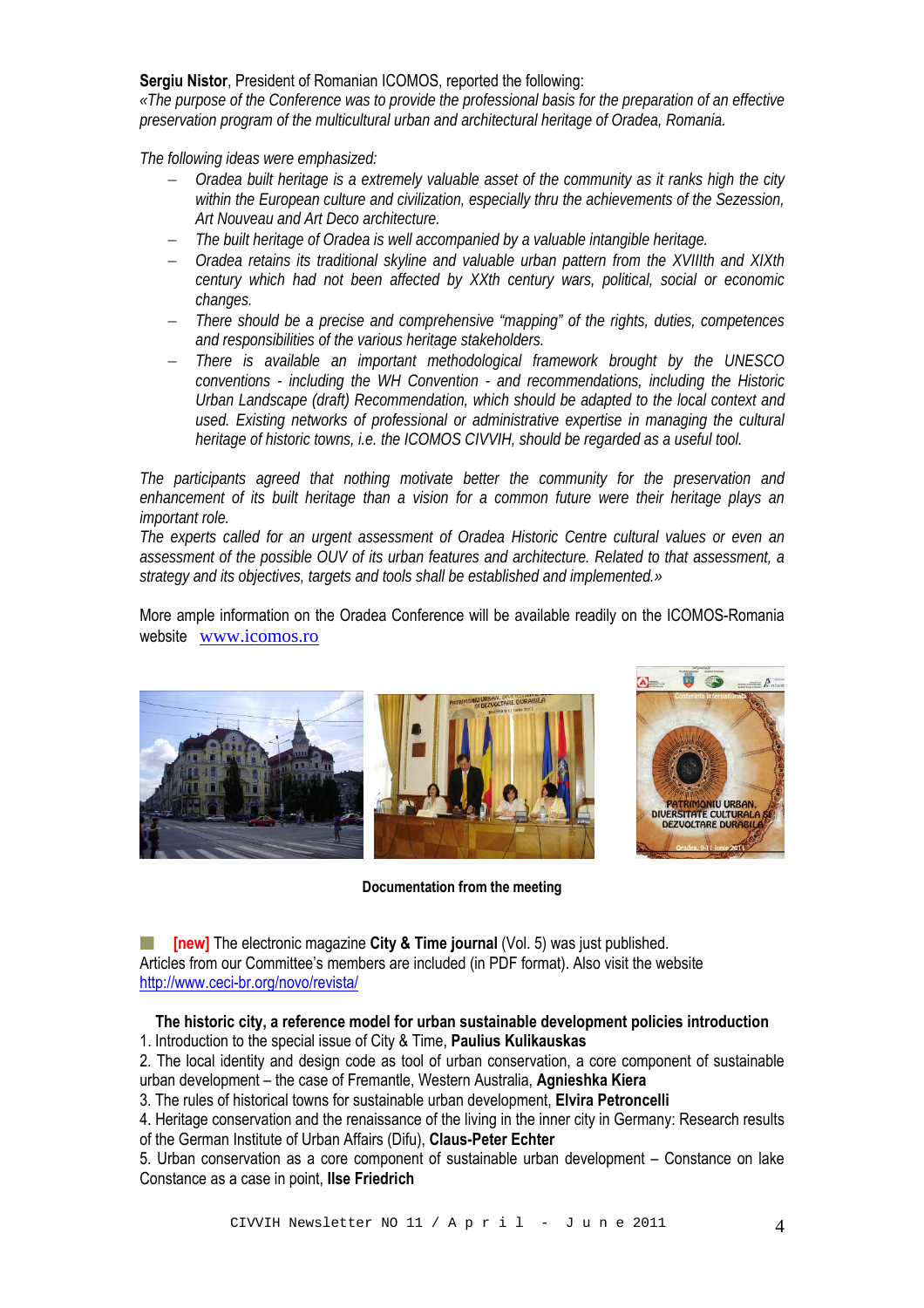**Sergiu Nistor**, President of Romanian ICOMOS, reported the following:

*«The purpose of the Conference was to provide the professional basis for the preparation of an effective preservation program of the multicultural urban and architectural heritage of Oradea, Romania.*

*The following ideas were emphasized:*

- *Oradea built heritage is a extremely valuable asset of the community as it ranks high the city within the European culture and civilization, especially thru the achievements of the Sezession, Art Nouveau and Art Deco architecture.*
- *The built heritage of Oradea is well accompanied by a valuable intangible heritage.*
- *Oradea retains its traditional skyline and valuable urban pattern from the XVIIIth and XIXth century which had not been affected by XXth century wars, political, social or economic changes.*
- *There should be a precise and comprehensive "mapping" of the rights, duties, competences and responsibilities of the various heritage stakeholders.*
- *There is available an important methodological framework brought by the UNESCO conventions - including the WH Convention - and recommendations, including the Historic Urban Landscape (draft) Recommendation, which should be adapted to the local context and used. Existing networks of professional or administrative expertise in managing the cultural heritage of historic towns, i.e. the ICOMOS CIVVIH, should be regarded as a useful tool.*

*The participants agreed that nothing motivate better the community for the preservation and enhancement of its built heritage than a vision for a common future were their heritage plays an important role.*

*The experts called for an urgent assessment of Oradea Historic Centre cultural values or even an assessment of the possible OUV of its urban features and architecture. Related to that assessment, a strategy and its objectives, targets and tools shall be established and implemented.»*

More ample information on the Oradea Conference will be available readily on the ICOMOS-Romania website www.icomos.ro

**Documentation from the meeting**

**[new]** The electronic magazine **City & Time journal** (Vol. 5) was just published. Articles from our Committee's members are included (in PDF format). Also visit the website http://www.ceci-br.org/novo/revista/

**The historic city, a reference model for urban sustainable development policies introduction**

1. Introduction to the special issue of City & Time, **Paulius Kulikauskas**
2. The local identity and design code as tool of urban conservation, a core component of sustainable urban development – the case of Fremantle, Western Australia, **Agnieshka Kiera**
3. The rules of historical towns for sustainable urban development, **Elvira Petroncelli**
4. Heritage conservation and the renaissance of the living in the inner city in Germany: Research results of the German Institute of Urban Affairs (Difu), **Claus-Peter Echter**
5. Urban conservation as a core component of sustainable urban development – Constance on lake Constance as a case in point, **Ilse Friedrich**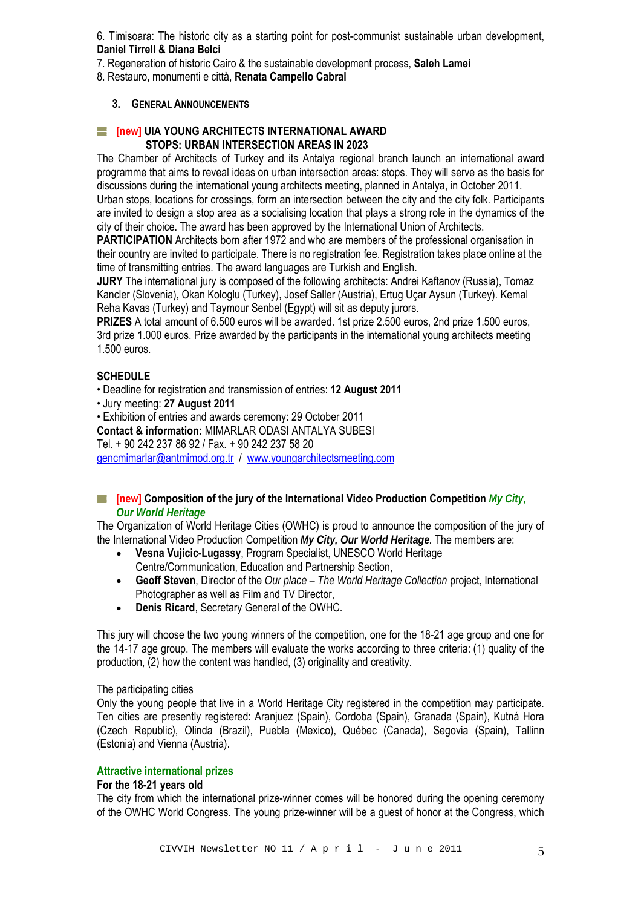6. Timisoara: The historic city as a starting point for post-communist sustainable urban development, **Daniel Tirrell & Diana Belci**

7. Regeneration of historic Cairo & the sustainable development process, **Saleh Lamei**

8. Restauro, monumenti e città, **Renata Campello Cabral**

## 3. General Announcements

### [new] UIA YOUNG ARCHITECTS INTERNATIONAL AWARD STOPS: URBAN INTERSECTION AREAS IN 2023

The Chamber of Architects of Turkey and its Antalya regional branch launch an international award programme that aims to reveal ideas on urban intersection areas: stops. They will serve as the basis for discussions during the international young architects meeting, planned in Antalya, in October 2011.

Urban stops, locations for crossings, form an intersection between the city and the city folk. Participants are invited to design a stop area as a socialising location that plays a strong role in the dynamics of the city of their choice. The award has been approved by the International Union of Architects.

**PARTICIPATION** Architects born after 1972 and who are members of the professional organisation in their country are invited to participate. There is no registration fee. Registration takes place online at the time of transmitting entries. The award languages are Turkish and English.

**JURY** The international jury is composed of the following architects: Andrei Kaftanov (Russia), Tomaz Kancler (Slovenia), Okan Kologlu (Turkey), Josef Saller (Austria), Ertug Uçar Aysun (Turkey). Kemal Reha Kavas (Turkey) and Taymour Senbel (Egypt) will sit as deputy jurors.

**PRIZES** A total amount of 6.500 euros will be awarded. 1st prize 2.500 euros, 2nd prize 1.500 euros, 3rd prize 1.000 euros. Prize awarded by the participants in the international young architects meeting 1.500 euros.

**SCHEDULE**

- Deadline for registration and transmission of entries: **12 August 2011**
- Jury meeting: **27 August 2011**
- Exhibition of entries and awards ceremony: 29 October 2011

**Contact & information:** MIMARLAR ODASI ANTALYA SUBESI
Tel. + 90 242 237 86 92 / Fax. + 90 242 237 58 20
gencmimarlar@antmimod.org.tr / www.youngarchitectsmeeting.com

### [new] Composition of the jury of the International Video Production Competition *My City, Our World Heritage*

The Organization of World Heritage Cities (OWHC) is proud to announce the composition of the jury of the International Video Production Competition ***My City, Our World Heritage.*** The members are:

- **Vesna Vujicic-Lugassy**, Program Specialist, UNESCO World Heritage Centre/Communication, Education and Partnership Section,
- **Geoff Steven**, Director of the *Our place – The World Heritage Collection* project, International Photographer as well as Film and TV Director,
- **Denis Ricard**, Secretary General of the OWHC.

This jury will choose the two young winners of the competition, one for the 18-21 age group and one for the 14-17 age group. The members will evaluate the works according to three criteria: (1) quality of the production, (2) how the content was handled, (3) originality and creativity.

The participating cities

Only the young people that live in a World Heritage City registered in the competition may participate. Ten cities are presently registered: Aranjuez (Spain), Cordoba (Spain), Granada (Spain), Kutná Hora (Czech Republic), Olinda (Brazil), Puebla (Mexico), Québec (Canada), Segovia (Spain), Tallinn (Estonia) and Vienna (Austria).

**Attractive international prizes**

**For the 18-21 years old**

The city from which the international prize-winner comes will be honored during the opening ceremony of the OWHC World Congress. The young prize-winner will be a guest of honor at the Congress, which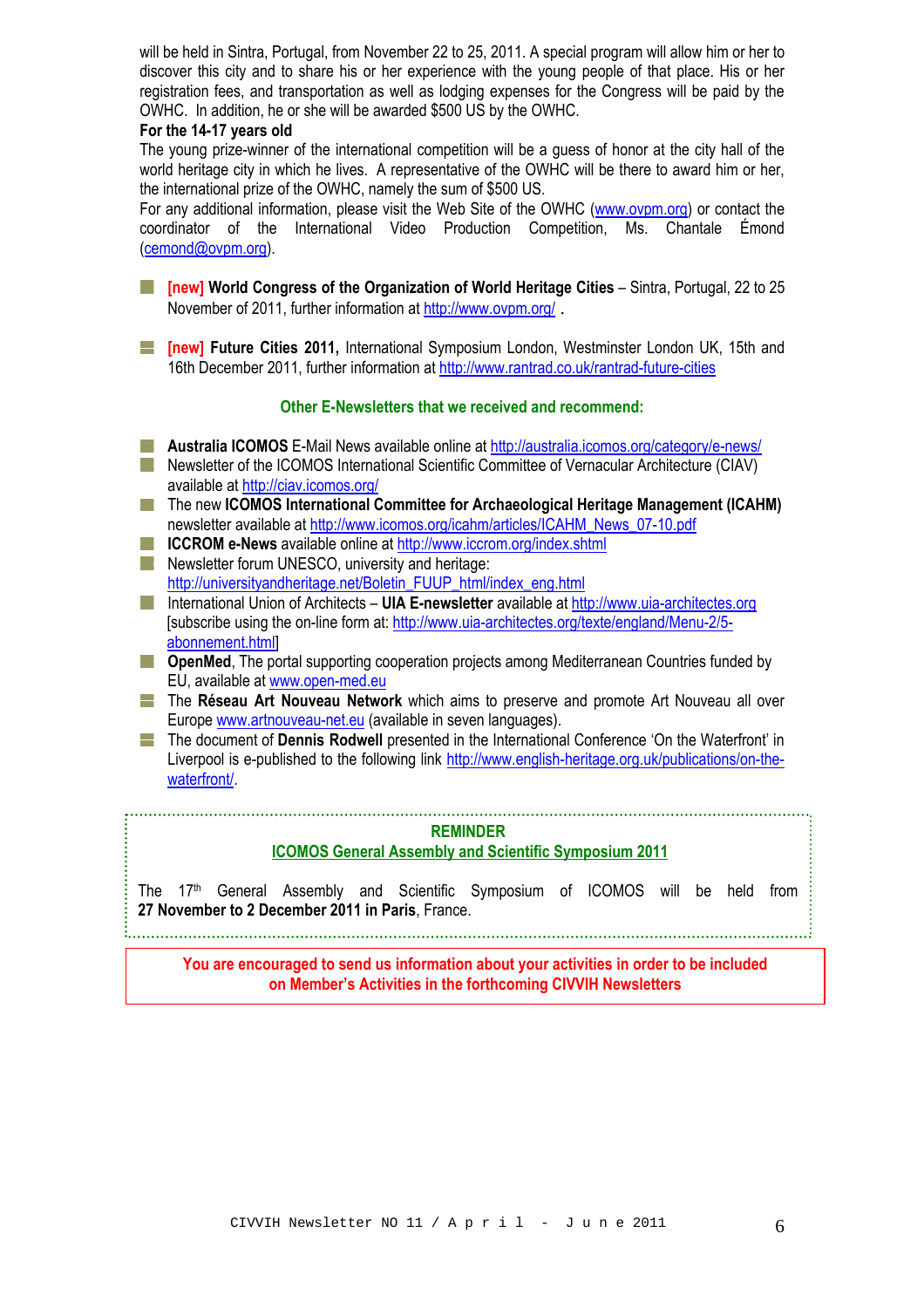will be held in Sintra, Portugal, from November 22 to 25, 2011. A special program will allow him or her to discover this city and to share his or her experience with the young people of that place. His or her registration fees, and transportation as well as lodging expenses for the Congress will be paid by the OWHC. In addition, he or she will be awarded $500 US by the OWHC.

**For the 14-17 years old**

The young prize-winner of the international competition will be a guess of honor at the city hall of the world heritage city in which he lives. A representative of the OWHC will be there to award him or her, the international prize of the OWHC, namely the sum of $500 US.

For any additional information, please visit the Web Site of the OWHC (www.ovpm.org) or contact the coordinator of the International Video Production Competition, Ms. Chantale Émond (cemond@ovpm.org).

- [new] **World Congress of the Organization of World Heritage Cities** – Sintra, Portugal, 22 to 25 November of 2011, further information at http://www.ovpm.org/ .

- [new] **Future Cities 2011,** International Symposium London, Westminster London UK, 15th and 16th December 2011, further information at http://www.rantrad.co.uk/rantrad-future-cities

**Other E-Newsletters that we received and recommend:**

- **Australia ICOMOS** E-Mail News available online at http://australia.icomos.org/category/e-news/
- Newsletter of the ICOMOS International Scientific Committee of Vernacular Architecture (CIAV) available at http://ciav.icomos.org/
- The new **ICOMOS International Committee for Archaeological Heritage Management (ICAHM)** newsletter available at http://www.icomos.org/icahm/articles/ICAHM_News_07-10.pdf
- **ICCROM e-News** available online at http://www.iccrom.org/index.shtml
- Newsletter forum UNESCO, university and heritage: http://universityandheritage.net/Boletin_FUUP_html/index_eng.html
- International Union of Architects – **UIA E-newsletter** available at http://www.uia-architectes.org [subscribe using the on-line form at: http://www.uia-architectes.org/texte/england/Menu-2/5-abonnement.html]
- **OpenMed**, The portal supporting cooperation projects among Mediterranean Countries funded by EU, available at www.open-med.eu
- The **Réseau Art Nouveau Network** which aims to preserve and promote Art Nouveau all over Europe www.artnouveau-net.eu (available in seven languages).
- The document of **Dennis Rodwell** presented in the International Conference 'On the Waterfront' in Liverpool is e-published to the following link http://www.english-heritage.org.uk/publications/on-the-waterfront/.

**REMINDER**

**ICOMOS General Assembly and Scientific Symposium 2011**

The 17th General Assembly and Scientific Symposium of ICOMOS will be held from **27 November to 2 December 2011 in Paris**, France.

**You are encouraged to send us information about your activities in order to be included on Member's Activities in the forthcoming CIVVIH Newsletters**